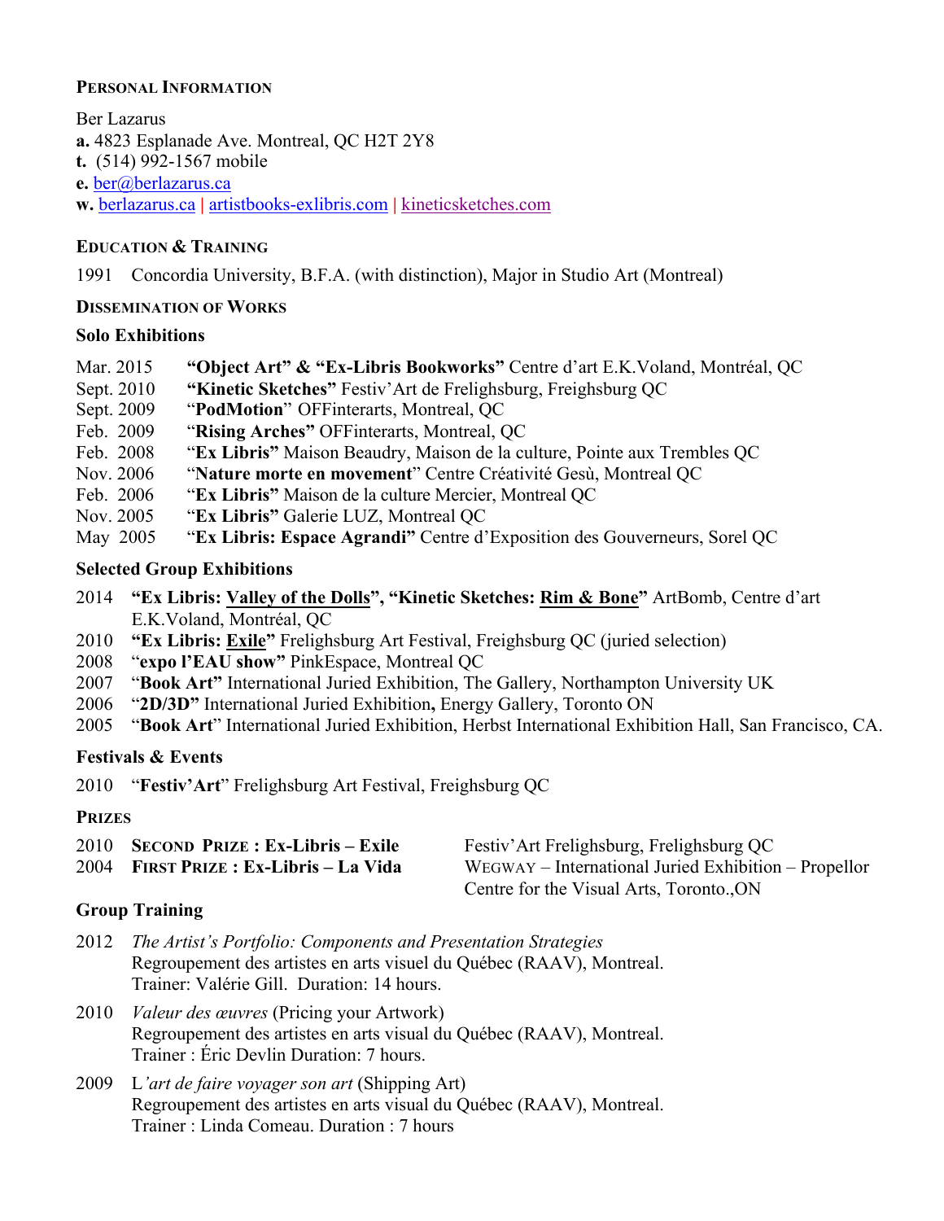## Personal Information

Ber Lazarus
**a.** 4823 Esplanade Ave. Montreal, QC H2T 2Y8
**t.** (514) 992-1567 mobile
**e.** ber@berlazarus.ca
**w.** berlazarus.ca | artistbooks-exlibris.com | kineticsketches.com

## Education & Training

1991 Concordia University, B.F.A. (with distinction), Major in Studio Art (Montreal)

## Dissemination of Works

### Solo Exhibitions

| | |
|---|---|
| Mar. 2015 | **"Object Art" & "Ex-Libris Bookworks"** Centre d'art E.K.Voland, Montréal, QC |
| Sept. 2010 | **"Kinetic Sketches"** Festiv'Art de Frelighsburg, Freighsburg QC |
| Sept. 2009 | "**PodMotion**" OFFinterarts, Montreal, QC |
| Feb. 2009 | "**Rising Arches**" OFFinterarts, Montreal, QC |
| Feb. 2008 | "**Ex Libris"** Maison Beaudry, Maison de la culture, Pointe aux Trembles QC |
| Nov. 2006 | "**Nature morte en movement**" Centre Créativité Gesù, Montreal QC |
| Feb. 2006 | "**Ex Libris"** Maison de la culture Mercier, Montreal QC |
| Nov. 2005 | "**Ex Libris"** Galerie LUZ, Montreal QC |
| May 2005 | "**Ex Libris: Espace Agrandi"** Centre d'Exposition des Gouverneurs, Sorel QC |

### Selected Group Exhibitions

2014 **"Ex Libris: Valley of the Dolls", "Kinetic Sketches: Rim & Bone"** ArtBomb, Centre d'art E.K.Voland, Montréal, QC
2010 **"Ex Libris: Exile"** Freligshburg Art Festival, Freighsburg QC (juried selection)
2008 "**expo l'EAU show"** PinkEspace, Montreal QC
2007 "**Book Art"** International Juried Exhibition, The Gallery, Northampton University UK
2006 "**2D/3D"** International Juried Exhibition**,** Energy Gallery, Toronto ON
2005 "**Book Art**" International Juried Exhibition, Herbst International Exhibition Hall, San Francisco, CA.

### Festivals & Events

2010 "**Festiv'Art**" Frelighsburg Art Festival, Freighsburg QC

### Prizes

| | | |
|---|---|---|
| 2010 | **Second Prize : Ex-Libris – Exile** | Festiv'Art Frelighsburg, Frelighsburg QC |
| 2004 | **First Prize : Ex-Libris – La Vida** | Wegway – International Juried Exhibition – Propellor Centre for the Visual Arts, Toronto.,ON |

### Group Training

2012 *The Artist's Portfolio: Components and Presentation Strategies*
Regroupement des artistes en arts visuel du Québec (RAAV), Montreal.
Trainer: Valérie Gill. Duration: 14 hours.

2010 *Valeur des œuvres* (Pricing your Artwork)
Regroupement des artistes en arts visual du Québec (RAAV), Montreal.
Trainer : Éric Devlin Duration: 7 hours.

2009 L*'art de faire voyager son art* (Shipping Art)
Regroupement des artistes en arts visual du Québec (RAAV), Montreal.
Trainer : Linda Comeau. Duration : 7 hours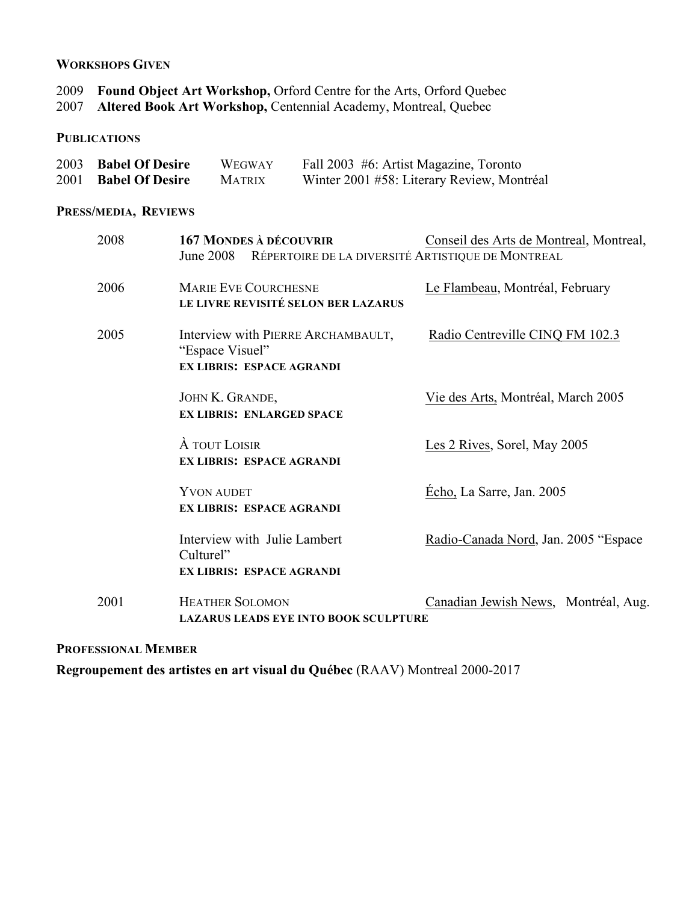### WORKSHOPS GIVEN

2009 **Found Object Art Workshop,** Orford Centre for the Arts, Orford Quebec
2007 **Altered Book Art Workshop,** Centennial Academy, Montreal, Quebec

### PUBLICATIONS

| | | | |
|---|---|---|---|
| 2003 | **Babel Of Desire** | WEGWAY | Fall 2003 #6: Artist Magazine, Toronto |
| 2001 | **Babel Of Desire** | MATRIX | Winter 2001 #58: Literary Review, Montréal |

### PRESS/MEDIA, REVIEWS

| | | |
|---|---|---|
| 2008 | **167 MONDES À DÉCOUVRIR** June 2008 RÉPERTOIRE DE LA DIVERSITÉ ARTISTIQUE DE MONTREAL | Conseil des Arts de Montreal, Montreal, |
| 2006 | MARIE EVE COURCHESNE **LE LIVRE REVISITÉ SELON BER LAZARUS** | Le Flambeau, Montréal, February |
| 2005 | Interview with PIERRE ARCHAMBAULT, "Espace Visuel" **EX LIBRIS: ESPACE AGRANDI** | Radio Centreville CINQ FM 102.3 |
| | JOHN K. GRANDE, **EX LIBRIS: ENLARGED SPACE** | Vie des Arts, Montréal, March 2005 |
| | À TOUT LOISIR **EX LIBRIS: ESPACE AGRANDI** | Les 2 Rives, Sorel, May 2005 |
| | YVON AUDET **EX LIBRIS: ESPACE AGRANDI** | Écho, La Sarre, Jan. 2005 |
| | Interview with Julie Lambert Culturel" **EX LIBRIS: ESPACE AGRANDI** | Radio-Canada Nord, Jan. 2005 "Espace |
| 2001 | HEATHER SOLOMON **LAZARUS LEADS EYE INTO BOOK SCULPTURE** | Canadian Jewish News, Montréal, Aug. |

### PROFESSIONAL MEMBER

**Regroupement des artistes en art visual du Québec** (RAAV) Montreal 2000-2017